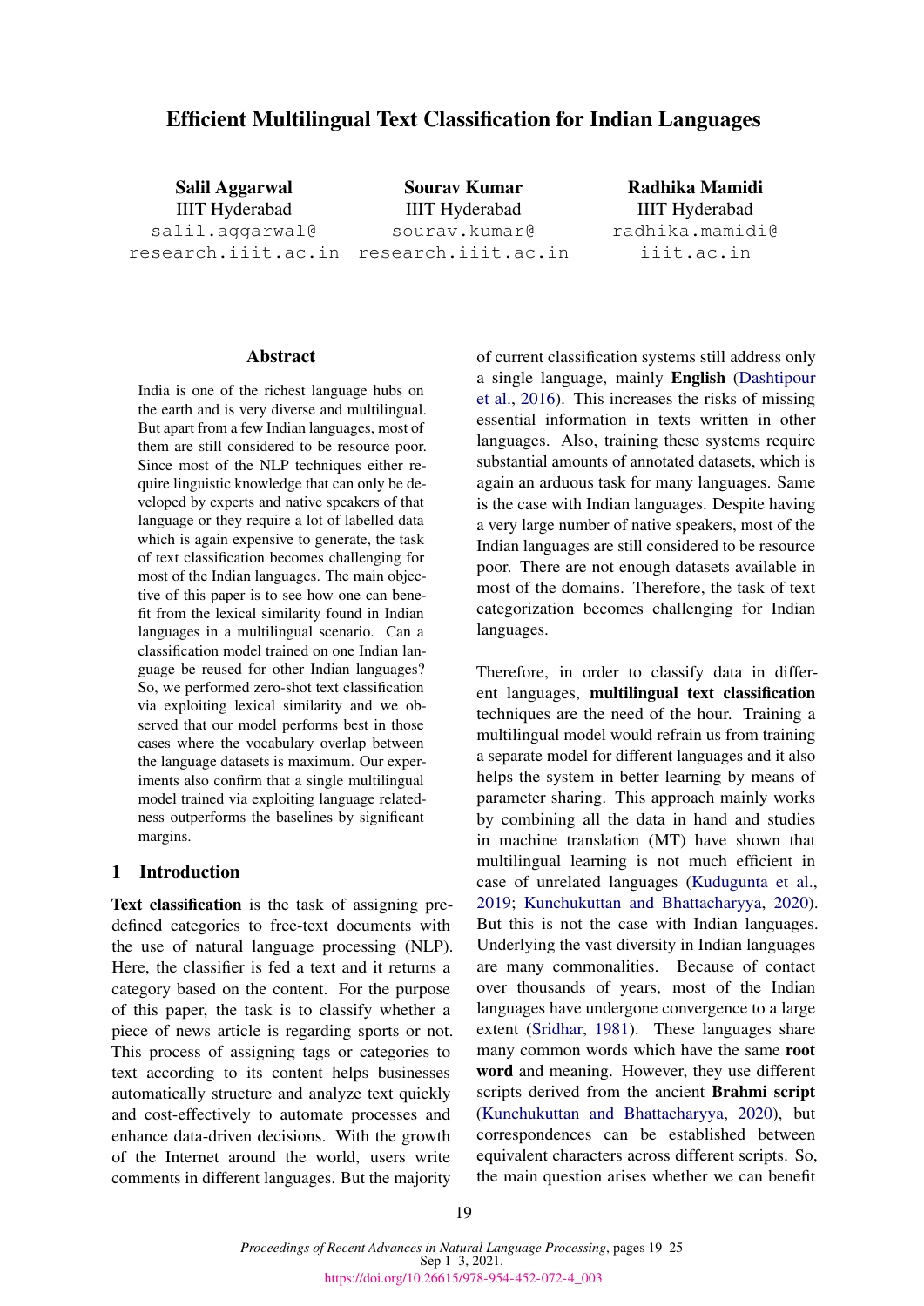# Efficient Multilingual Text Classification for Indian Languages

**Salil Aggarwal**
IIIT Hyderabad
salil.aggarwal@research.iiit.ac.in

**Sourav Kumar**
IIIT Hyderabad
sourav.kumar@research.iiit.ac.in

**Radhika Mamidi**
IIIT Hyderabad
radhika.mamidi@iiit.ac.in

## Abstract

India is one of the richest language hubs on the earth and is very diverse and multilingual. But apart from a few Indian languages, most of them are still considered to be resource poor. Since most of the NLP techniques either require linguistic knowledge that can only be developed by experts and native speakers of that language or they require a lot of labelled data which is again expensive to generate, the task of text classification becomes challenging for most of the Indian languages. The main objective of this paper is to see how one can benefit from the lexical similarity found in Indian languages in a multilingual scenario. Can a classification model trained on one Indian language be reused for other Indian languages? So, we performed zero-shot text classification via exploiting lexical similarity and we observed that our model performs best in those cases where the vocabulary overlap between the language datasets is maximum. Our experiments also confirm that a single multilingual model trained via exploiting language relatedness outperforms the baselines by significant margins.

## 1 Introduction

**Text classification** is the task of assigning predefined categories to free-text documents with the use of natural language processing (NLP). Here, the classifier is fed a text and it returns a category based on the content. For the purpose of this paper, the task is to classify whether a piece of news article is regarding sports or not. This process of assigning tags or categories to text according to its content helps businesses automatically structure and analyze text quickly and cost-effectively to automate processes and enhance data-driven decisions. With the growth of the Internet around the world, users write comments in different languages. But the majority of current classification systems still address only a single language, mainly **English** (Dashtipour et al., 2016). This increases the risks of missing essential information in texts written in other languages. Also, training these systems require substantial amounts of annotated datasets, which is again an arduous task for many languages. Same is the case with Indian languages. Despite having a very large number of native speakers, most of the Indian languages are still considered to be resource poor. There are not enough datasets available in most of the domains. Therefore, the task of text categorization becomes challenging for Indian languages.

Therefore, in order to classify data in different languages, **multilingual text classification** techniques are the need of the hour. Training a multilingual model would refrain us from training a separate model for different languages and it also helps the system in better learning by means of parameter sharing. This approach mainly works by combining all the data in hand and studies in machine translation (MT) have shown that multilingual learning is not much efficient in case of unrelated languages (Kudugunta et al., 2019; Kunchukuttan and Bhattacharyya, 2020). But this is not the case with Indian languages. Underlying the vast diversity in Indian languages are many commonalities. Because of contact over thousands of years, most of the Indian languages have undergone convergence to a large extent (Sridhar, 1981). These languages share many common words which have the same **root word** and meaning. However, they use different scripts derived from the ancient **Brahmi script** (Kunchukuttan and Bhattacharyya, 2020), but correspondences can be established between equivalent characters across different scripts. So, the main question arises whether we can benefit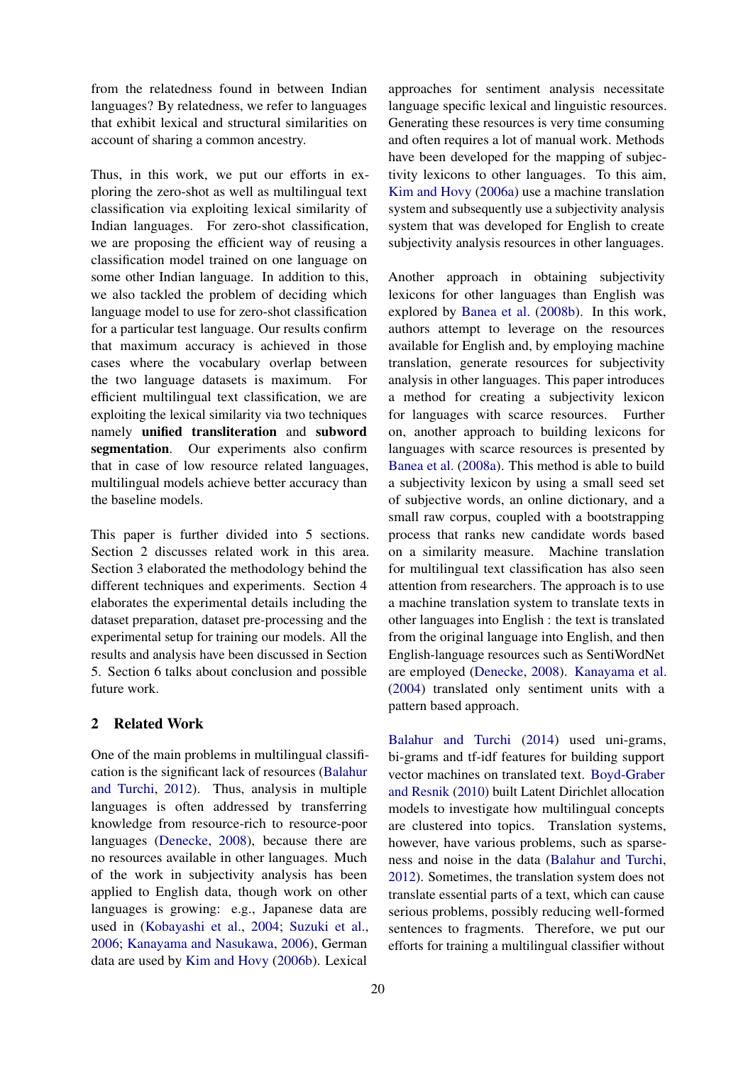from the relatedness found in between Indian languages? By relatedness, we refer to languages that exhibit lexical and structural similarities on account of sharing a common ancestry.

Thus, in this work, we put our efforts in exploring the zero-shot as well as multilingual text classification via exploiting lexical similarity of Indian languages. For zero-shot classification, we are proposing the efficient way of reusing a classification model trained on one language on some other Indian language. In addition to this, we also tackled the problem of deciding which language model to use for zero-shot classification for a particular test language. Our results confirm that maximum accuracy is achieved in those cases where the vocabulary overlap between the two language datasets is maximum. For efficient multilingual text classification, we are exploiting the lexical similarity via two techniques namely **unified transliteration** and **subword segmentation**. Our experiments also confirm that in case of low resource related languages, multilingual models achieve better accuracy than the baseline models.

This paper is further divided into 5 sections. Section 2 discusses related work in this area. Section 3 elaborated the methodology behind the different techniques and experiments. Section 4 elaborates the experimental details including the dataset preparation, dataset pre-processing and the experimental setup for training our models. All the results and analysis have been discussed in Section 5. Section 6 talks about conclusion and possible future work.

## 2 Related Work

One of the main problems in multilingual classification is the significant lack of resources (Balahur and Turchi, 2012). Thus, analysis in multiple languages is often addressed by transferring knowledge from resource-rich to resource-poor languages (Denecke, 2008), because there are no resources available in other languages. Much of the work in subjectivity analysis has been applied to English data, though work on other languages is growing: e.g., Japanese data are used in (Kobayashi et al., 2004; Suzuki et al., 2006; Kanayama and Nasukawa, 2006), German data are used by Kim and Hovy (2006b). Lexical approaches for sentiment analysis necessitate language specific lexical and linguistic resources. Generating these resources is very time consuming and often requires a lot of manual work. Methods have been developed for the mapping of subjectivity lexicons to other languages. To this aim, Kim and Hovy (2006a) use a machine translation system and subsequently use a subjectivity analysis system that was developed for English to create subjectivity analysis resources in other languages.

Another approach in obtaining subjectivity lexicons for other languages than English was explored by Banea et al. (2008b). In this work, authors attempt to leverage on the resources available for English and, by employing machine translation, generate resources for subjectivity analysis in other languages. This paper introduces a method for creating a subjectivity lexicon for languages with scarce resources. Further on, another approach to building lexicons for languages with scarce resources is presented by Banea et al. (2008a). This method is able to build a subjectivity lexicon by using a small seed set of subjective words, an online dictionary, and a small raw corpus, coupled with a bootstrapping process that ranks new candidate words based on a similarity measure. Machine translation for multilingual text classification has also seen attention from researchers. The approach is to use a machine translation system to translate texts in other languages into English : the text is translated from the original language into English, and then English-language resources such as SentiWordNet are employed (Denecke, 2008). Kanayama et al. (2004) translated only sentiment units with a pattern based approach.

Balahur and Turchi (2014) used uni-grams, bi-grams and tf-idf features for building support vector machines on translated text. Boyd-Graber and Resnik (2010) built Latent Dirichlet allocation models to investigate how multilingual concepts are clustered into topics. Translation systems, however, have various problems, such as sparseness and noise in the data (Balahur and Turchi, 2012). Sometimes, the translation system does not translate essential parts of a text, which can cause serious problems, possibly reducing well-formed sentences to fragments. Therefore, we put our efforts for training a multilingual classifier without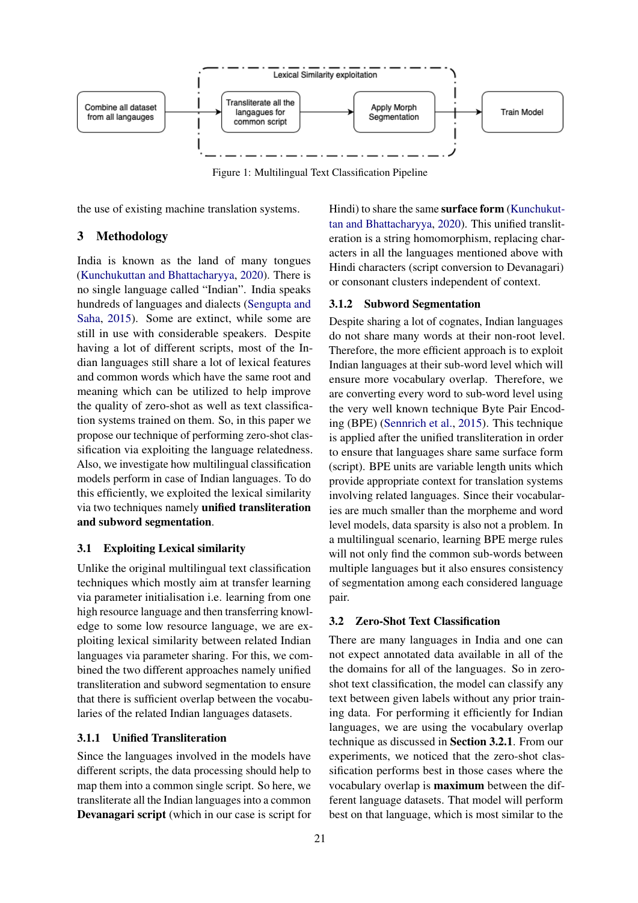Figure 1: Multilingual Text Classification Pipeline

the use of existing machine translation systems.

## 3 Methodology

India is known as the land of many tongues (Kunchukuttan and Bhattacharyya, 2020). There is no single language called "Indian". India speaks hundreds of languages and dialects (Sengupta and Saha, 2015). Some are extinct, while some are still in use with considerable speakers. Despite having a lot of different scripts, most of the Indian languages still share a lot of lexical features and common words which have the same root and meaning which can be utilized to help improve the quality of zero-shot as well as text classification systems trained on them. So, in this paper we propose our technique of performing zero-shot classification via exploiting the language relatedness. Also, we investigate how multilingual classification models perform in case of Indian languages. To do this efficiently, we exploited the lexical similarity via two techniques namely **unified transliteration and subword segmentation**.

### 3.1 Exploiting Lexical similarity

Unlike the original multilingual text classification techniques which mostly aim at transfer learning via parameter initialisation i.e. learning from one high resource language and then transferring knowledge to some low resource language, we are exploiting lexical similarity between related Indian languages via parameter sharing. For this, we combined the two different approaches namely unified transliteration and subword segmentation to ensure that there is sufficient overlap between the vocabularies of the related Indian languages datasets.

#### 3.1.1 Unified Transliteration

Since the languages involved in the models have different scripts, the data processing should help to map them into a common single script. So here, we transliterate all the Indian languages into a common **Devanagari script** (which in our case is script for Hindi) to share the same **surface form** (Kunchukuttan and Bhattacharyya, 2020). This unified transliteration is a string homomorphism, replacing characters in all the languages mentioned above with Hindi characters (script conversion to Devanagari) or consonant clusters independent of context.

#### 3.1.2 Subword Segmentation

Despite sharing a lot of cognates, Indian languages do not share many words at their non-root level. Therefore, the more efficient approach is to exploit Indian languages at their sub-word level which will ensure more vocabulary overlap. Therefore, we are converting every word to sub-word level using the very well known technique Byte Pair Encoding (BPE) (Sennrich et al., 2015). This technique is applied after the unified transliteration in order to ensure that languages share same surface form (script). BPE units are variable length units which provide appropriate context for translation systems involving related languages. Since their vocabularies are much smaller than the morpheme and word level models, data sparsity is also not a problem. In a multilingual scenario, learning BPE merge rules will not only find the common sub-words between multiple languages but it also ensures consistency of segmentation among each considered language pair.

### 3.2 Zero-Shot Text Classification

There are many languages in India and one can not expect annotated data available in all of the the domains for all of the languages. So in zero-shot text classification, the model can classify any text between given labels without any prior training data. For performing it efficiently for Indian languages, we are using the vocabulary overlap technique as discussed in **Section 3.2.1**. From our experiments, we noticed that the zero-shot classification performs best in those cases where the vocabulary overlap is **maximum** between the different language datasets. That model will perform best on that language, which is most similar to the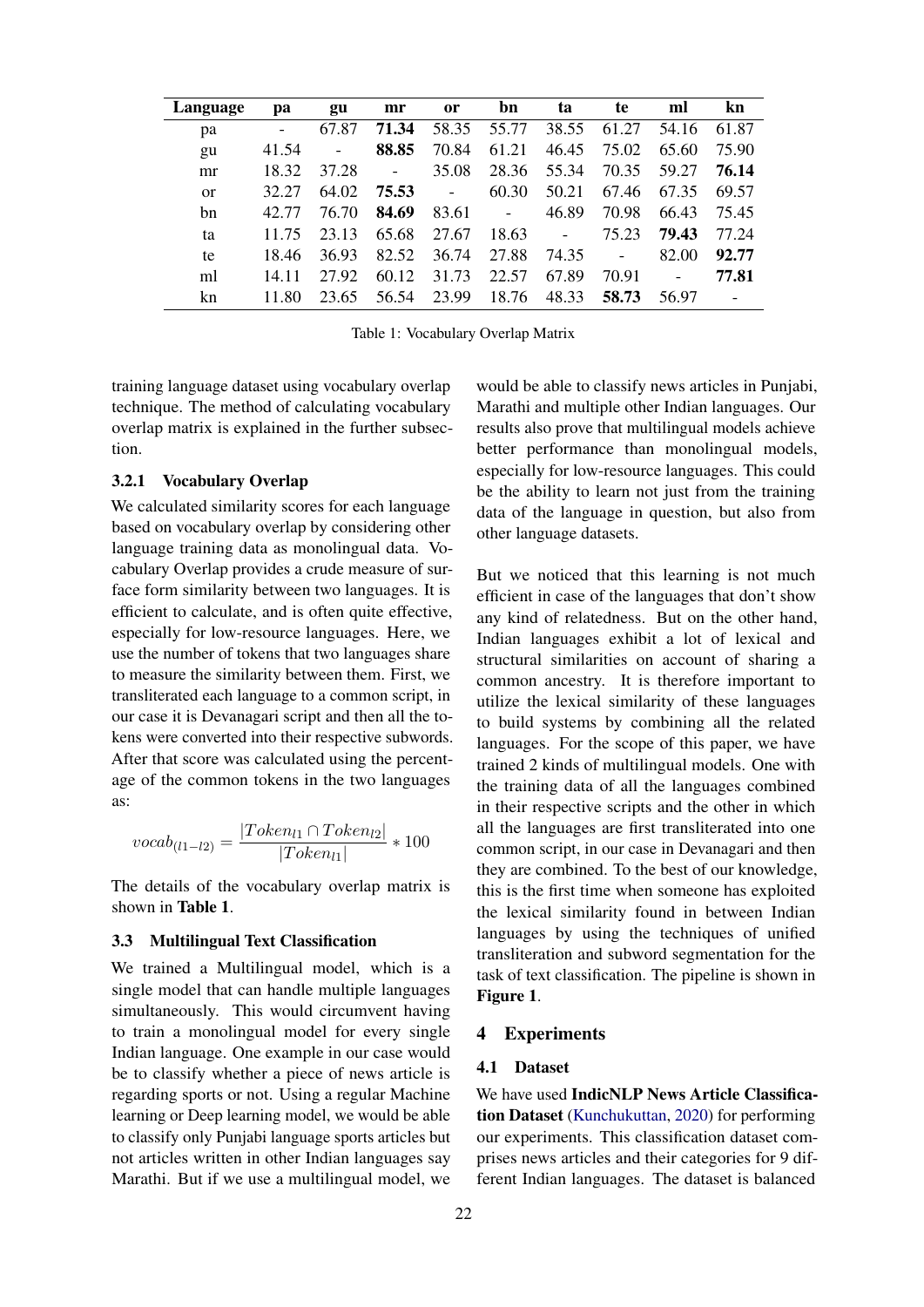| Language | pa | gu | mr | or | bn | ta | te | ml | kn |
|---|---|---|---|---|---|---|---|---|---|
| pa | - | 67.87 | **71.34** | 58.35 | 55.77 | 38.55 | 61.27 | 54.16 | 61.87 |
| gu | 41.54 | - | **88.85** | 70.84 | 61.21 | 46.45 | 75.02 | 65.60 | 75.90 |
| mr | 18.32 | 37.28 | - | 35.08 | 28.36 | 55.34 | 70.35 | 59.27 | **76.14** |
| or | 32.27 | 64.02 | **75.53** | - | 60.30 | 50.21 | 67.46 | 67.35 | 69.57 |
| bn | 42.77 | 76.70 | **84.69** | 83.61 | - | 46.89 | 70.98 | 66.43 | 75.45 |
| ta | 11.75 | 23.13 | 65.68 | 27.67 | 18.63 | - | 75.23 | **79.43** | 77.24 |
| te | 18.46 | 36.93 | 82.52 | 36.74 | 27.88 | 74.35 | - | 82.00 | **92.77** |
| ml | 14.11 | 27.92 | 60.12 | 31.73 | 22.57 | 67.89 | 70.91 | - | **77.81** |
| kn | 11.80 | 23.65 | 56.54 | 23.99 | 18.76 | 48.33 | **58.73** | 56.97 | - |

Table 1: Vocabulary Overlap Matrix

training language dataset using vocabulary overlap technique. The method of calculating vocabulary overlap matrix is explained in the further subsection.

#### 3.2.1 Vocabulary Overlap

We calculated similarity scores for each language based on vocabulary overlap by considering other language training data as monolingual data. Vocabulary Overlap provides a crude measure of surface form similarity between two languages. It is efficient to calculate, and is often quite effective, especially for low-resource languages. Here, we use the number of tokens that two languages share to measure the similarity between them. First, we transliterated each language to a common script, in our case it is Devanagari script and then all the tokens were converted into their respective subwords. After that score was calculated using the percentage of the common tokens in the two languages as:

$$vocab_{(l1-l2)} = \frac{|Token_{l1} \cap Token_{l2}|}{|Token_{l1}|} * 100$$

The details of the vocabulary overlap matrix is shown in **Table 1**.

### 3.3 Multilingual Text Classification

We trained a Multilingual model, which is a single model that can handle multiple languages simultaneously. This would circumvent having to train a monolingual model for every single Indian language. One example in our case would be to classify whether a piece of news article is regarding sports or not. Using a regular Machine learning or Deep learning model, we would be able to classify only Punjabi language sports articles but not articles written in other Indian languages say Marathi. But if we use a multilingual model, we would be able to classify news articles in Punjabi, Marathi and multiple other Indian languages. Our results also prove that multilingual models achieve better performance than monolingual models, especially for low-resource languages. This could be the ability to learn not just from the training data of the language in question, but also from other language datasets.

But we noticed that this learning is not much efficient in case of the languages that don't show any kind of relatedness. But on the other hand, Indian languages exhibit a lot of lexical and structural similarities on account of sharing a common ancestry. It is therefore important to utilize the lexical similarity of these languages to build systems by combining all the related languages. For the scope of this paper, we have trained 2 kinds of multilingual models. One with the training data of all the languages combined in their respective scripts and the other in which all the languages are first transliterated into one common script, in our case in Devanagari and then they are combined. To the best of our knowledge, this is the first time when someone has exploited the lexical similarity found in between Indian languages by using the techniques of unified transliteration and subword segmentation for the task of text classification. The pipeline is shown in **Figure 1**.

## 4 Experiments

### 4.1 Dataset

We have used **IndicNLP News Article Classification Dataset** (Kunchukuttan, 2020) for performing our experiments. This classification dataset comprises news articles and their categories for 9 different Indian languages. The dataset is balanced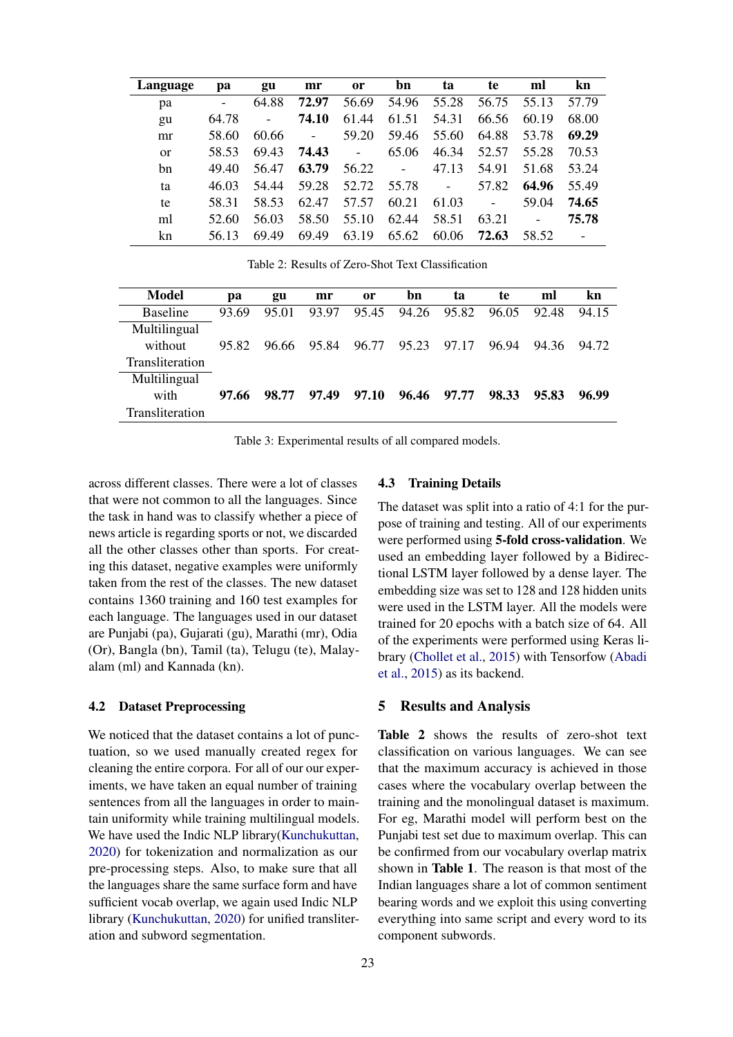| Language | pa | gu | mr | or | bn | ta | te | ml | kn |
|---|---|---|---|---|---|---|---|---|---|
| pa | - | 64.88 | **72.97** | 56.69 | 54.96 | 55.28 | 56.75 | 55.13 | 57.79 |
| gu | 64.78 | - | **74.10** | 61.44 | 61.51 | 54.31 | 66.56 | 60.19 | 68.00 |
| mr | 58.60 | 60.66 | - | 59.20 | 59.46 | 55.60 | 64.88 | 53.78 | **69.29** |
| or | 58.53 | 69.43 | **74.43** | - | 65.06 | 46.34 | 52.57 | 55.28 | 70.53 |
| bn | 49.40 | 56.47 | **63.79** | 56.22 | - | 47.13 | 54.91 | 51.68 | 53.24 |
| ta | 46.03 | 54.44 | 59.28 | 52.72 | 55.78 | - | 57.82 | **64.96** | 55.49 |
| te | 58.31 | 58.53 | 62.47 | 57.57 | 60.21 | 61.03 | - | 59.04 | **74.65** |
| ml | 52.60 | 56.03 | 58.50 | 55.10 | 62.44 | 58.51 | 63.21 | - | **75.78** |
| kn | 56.13 | 69.49 | 69.49 | 63.19 | 65.62 | 60.06 | **72.63** | 58.52 | - |

Table 2: Results of Zero-Shot Text Classification

| Model | pa | gu | mr | or | bn | ta | te | ml | kn |
|---|---|---|---|---|---|---|---|---|---|
| Baseline | 93.69 | 95.01 | 93.97 | 95.45 | 94.26 | 95.82 | 96.05 | 92.48 | 94.15 |
| Multilingual without Transliteration | 95.82 | 96.66 | 95.84 | 96.77 | 95.23 | 97.17 | 96.94 | 94.36 | 94.72 |
| Multilingual with Transliteration | **97.66** | **98.77** | **97.49** | **97.10** | **96.46** | **97.77** | **98.33** | **95.83** | **96.99** |

Table 3: Experimental results of all compared models.

across different classes. There were a lot of classes that were not common to all the languages. Since the task in hand was to classify whether a piece of news article is regarding sports or not, we discarded all the other classes other than sports. For creating this dataset, negative examples were uniformly taken from the rest of the classes. The new dataset contains 1360 training and 160 test examples for each language. The languages used in our dataset are Punjabi (pa), Gujarati (gu), Marathi (mr), Odia (Or), Bangla (bn), Tamil (ta), Telugu (te), Malayalam (ml) and Kannada (kn).

### 4.2 Dataset Preprocessing

We noticed that the dataset contains a lot of punctuation, so we used manually created regex for cleaning the entire corpora. For all of our our experiments, we have taken an equal number of training sentences from all the languages in order to maintain uniformity while training multilingual models. We have used the Indic NLP library(Kunchukuttan, 2020) for tokenization and normalization as our pre-processing steps. Also, to make sure that all the languages share the same surface form and have sufficient vocab overlap, we again used Indic NLP library (Kunchukuttan, 2020) for unified transliteration and subword segmentation.

### 4.3 Training Details

The dataset was split into a ratio of 4:1 for the purpose of training and testing. All of our experiments were performed using **5-fold cross-validation**. We used an embedding layer followed by a Bidirectional LSTM layer followed by a dense layer. The embedding size was set to 128 and 128 hidden units were used in the LSTM layer. All the models were trained for 20 epochs with a batch size of 64. All of the experiments were performed using Keras library (Chollet et al., 2015) with Tensorfow (Abadi et al., 2015) as its backend.

## 5 Results and Analysis

**Table 2** shows the results of zero-shot text classification on various languages. We can see that the maximum accuracy is achieved in those cases where the vocabulary overlap between the training and the monolingual dataset is maximum. For eg, Marathi model will perform best on the Punjabi test set due to maximum overlap. This can be confirmed from our vocabulary overlap matrix shown in **Table 1**. The reason is that most of the Indian languages share a lot of common sentiment bearing words and we exploit this using converting everything into same script and every word to its component subwords.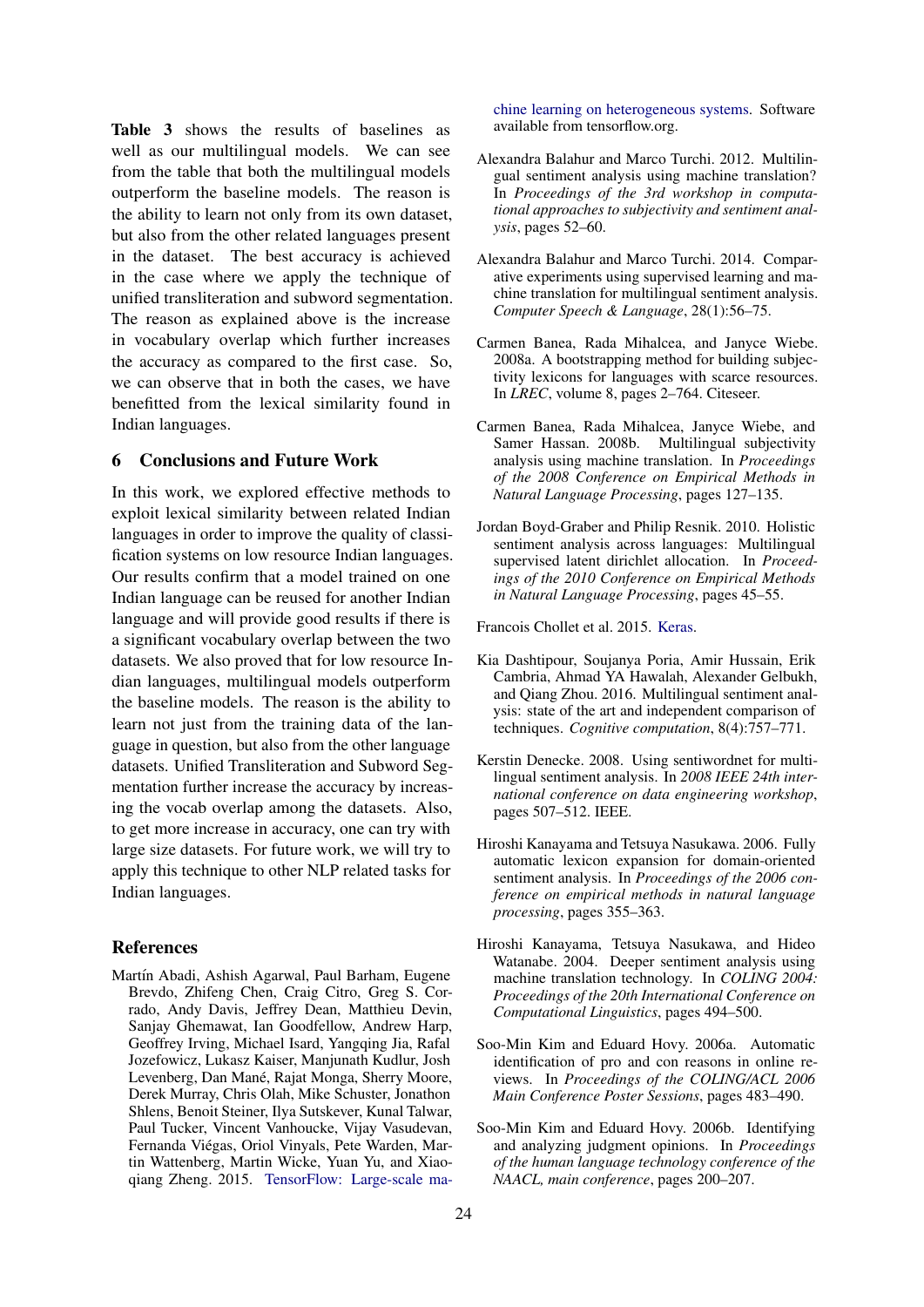**Table 3** shows the results of baselines as well as our multilingual models. We can see from the table that both the multilingual models outperform the baseline models. The reason is the ability to learn not only from its own dataset, but also from the other related languages present in the dataset. The best accuracy is achieved in the case where we apply the technique of unified transliteration and subword segmentation. The reason as explained above is the increase in vocabulary overlap which further increases the accuracy as compared to the first case. So, we can observe that in both the cases, we have benefitted from the lexical similarity found in Indian languages.

## 6 Conclusions and Future Work

In this work, we explored effective methods to exploit lexical similarity between related Indian languages in order to improve the quality of classification systems on low resource Indian languages. Our results confirm that a model trained on one Indian language can be reused for another Indian language and will provide good results if there is a significant vocabulary overlap between the two datasets. We also proved that for low resource Indian languages, multilingual models outperform the baseline models. The reason is the ability to learn not just from the training data of the language in question, but also from the other language datasets. Unified Transliteration and Subword Segmentation further increase the accuracy by increasing the vocab overlap among the datasets. Also, to get more increase in accuracy, one can try with large size datasets. For future work, we will try to apply this technique to other NLP related tasks for Indian languages.

## References

Martín Abadi, Ashish Agarwal, Paul Barham, Eugene Brevdo, Zhifeng Chen, Craig Citro, Greg S. Corrado, Andy Davis, Jeffrey Dean, Matthieu Devin, Sanjay Ghemawat, Ian Goodfellow, Andrew Harp, Geoffrey Irving, Michael Isard, Yangqing Jia, Rafal Jozefowicz, Lukasz Kaiser, Manjunath Kudlur, Josh Levenberg, Dan Mané, Rajat Monga, Sherry Moore, Derek Murray, Chris Olah, Mike Schuster, Jonathon Shlens, Benoit Steiner, Ilya Sutskever, Kunal Talwar, Paul Tucker, Vincent Vanhoucke, Vijay Vasudevan, Fernanda Viégas, Oriol Vinyals, Pete Warden, Martin Wattenberg, Martin Wicke, Yuan Yu, and Xiaoqiang Zheng. 2015. TensorFlow: Large-scale machine learning on heterogeneous systems. Software available from tensorflow.org.

Alexandra Balahur and Marco Turchi. 2012. Multilingual sentiment analysis using machine translation? In *Proceedings of the 3rd workshop in computational approaches to subjectivity and sentiment analysis*, pages 52–60.

Alexandra Balahur and Marco Turchi. 2014. Comparative experiments using supervised learning and machine translation for multilingual sentiment analysis. *Computer Speech & Language*, 28(1):56–75.

Carmen Banea, Rada Mihalcea, and Janyce Wiebe. 2008a. A bootstrapping method for building subjectivity lexicons for languages with scarce resources. In *LREC*, volume 8, pages 2–764. Citeseer.

Carmen Banea, Rada Mihalcea, Janyce Wiebe, and Samer Hassan. 2008b. Multilingual subjectivity analysis using machine translation. In *Proceedings of the 2008 Conference on Empirical Methods in Natural Language Processing*, pages 127–135.

Jordan Boyd-Graber and Philip Resnik. 2010. Holistic sentiment analysis across languages: Multilingual supervised latent dirichlet allocation. In *Proceedings of the 2010 Conference on Empirical Methods in Natural Language Processing*, pages 45–55.

Francois Chollet et al. 2015. Keras.

Kia Dashtipour, Soujanya Poria, Amir Hussain, Erik Cambria, Ahmad YA Hawalah, Alexander Gelbukh, and Qiang Zhou. 2016. Multilingual sentiment analysis: state of the art and independent comparison of techniques. *Cognitive computation*, 8(4):757–771.

Kerstin Denecke. 2008. Using sentiwordnet for multilingual sentiment analysis. In *2008 IEEE 24th international conference on data engineering workshop*, pages 507–512. IEEE.

Hiroshi Kanayama and Tetsuya Nasukawa. 2006. Fully automatic lexicon expansion for domain-oriented sentiment analysis. In *Proceedings of the 2006 conference on empirical methods in natural language processing*, pages 355–363.

Hiroshi Kanayama, Tetsuya Nasukawa, and Hideo Watanabe. 2004. Deeper sentiment analysis using machine translation technology. In *COLING 2004: Proceedings of the 20th International Conference on Computational Linguistics*, pages 494–500.

Soo-Min Kim and Eduard Hovy. 2006a. Automatic identification of pro and con reasons in online reviews. In *Proceedings of the COLING/ACL 2006 Main Conference Poster Sessions*, pages 483–490.

Soo-Min Kim and Eduard Hovy. 2006b. Identifying and analyzing judgment opinions. In *Proceedings of the human language technology conference of the NAACL, main conference*, pages 200–207.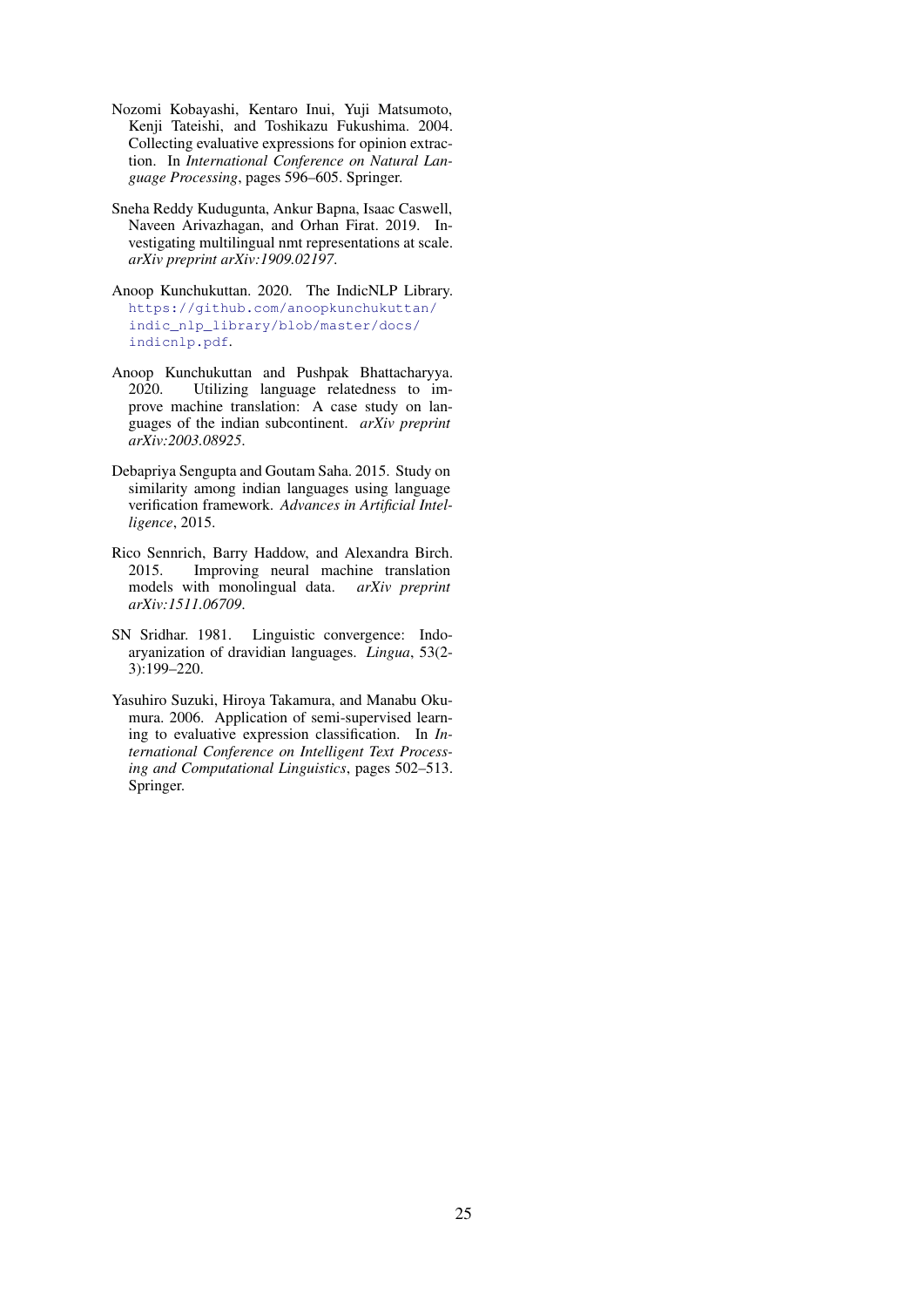Nozomi Kobayashi, Kentaro Inui, Yuji Matsumoto, Kenji Tateishi, and Toshikazu Fukushima. 2004. Collecting evaluative expressions for opinion extraction. In *International Conference on Natural Language Processing*, pages 596–605. Springer.

Sneha Reddy Kudugunta, Ankur Bapna, Isaac Caswell, Naveen Arivazhagan, and Orhan Firat. 2019. Investigating multilingual nmt representations at scale. *arXiv preprint arXiv:1909.02197*.

Anoop Kunchukuttan. 2020. The IndicNLP Library. https://github.com/anoopkunchukuttan/indic_nlp_library/blob/master/docs/indicnlp.pdf.

Anoop Kunchukuttan and Pushpak Bhattacharyya. 2020. Utilizing language relatedness to improve machine translation: A case study on languages of the indian subcontinent. *arXiv preprint arXiv:2003.08925*.

Debapriya Sengupta and Goutam Saha. 2015. Study on similarity among indian languages using language verification framework. *Advances in Artificial Intelligence*, 2015.

Rico Sennrich, Barry Haddow, and Alexandra Birch. 2015. Improving neural machine translation models with monolingual data. *arXiv preprint arXiv:1511.06709*.

SN Sridhar. 1981. Linguistic convergence: Indo-aryanization of dravidian languages. *Lingua*, 53(2-3):199–220.

Yasuhiro Suzuki, Hiroya Takamura, and Manabu Okumura. 2006. Application of semi-supervised learning to evaluative expression classification. In *International Conference on Intelligent Text Processing and Computational Linguistics*, pages 502–513. Springer.